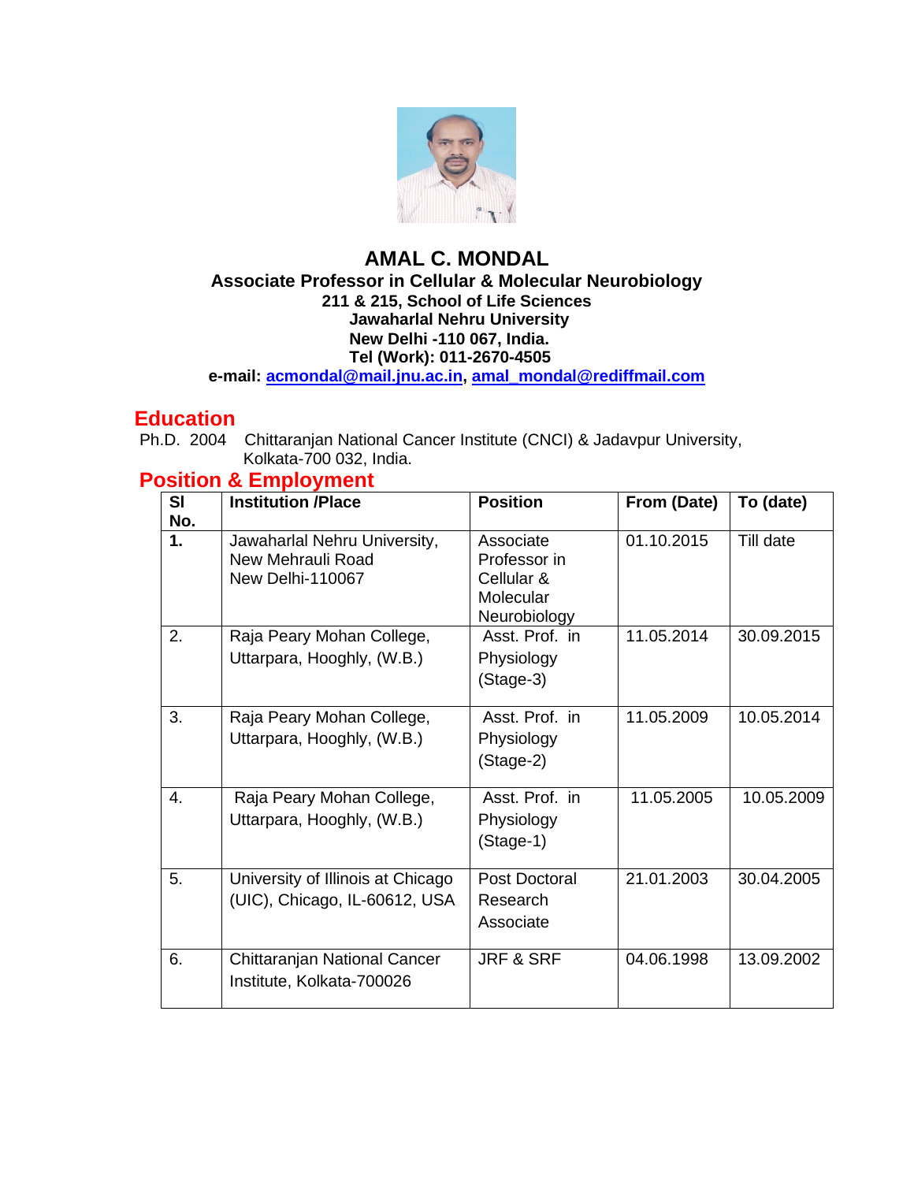# AMAL C. MONDAL

**Associate Professor in Cellular & Molecular Neurobiology**
**211 & 215, School of Life Sciences**
**Jawaharlal Nehru University**
**New Delhi -110 067, India.**
**Tel (Work): 011-2670-4505**
**e-mail: acmondal@mail.jnu.ac.in, amal_mondal@rediffmail.com**

## Education

Ph.D. 2004 Chittaranjan National Cancer Institute (CNCI) & Jadavpur University, Kolkata-700 032, India.

## Position & Employment

| Sl No. | Institution /Place | Position | From (Date) | To (date) |
|---|---|---|---|---|
| 1. | Jawaharlal Nehru University, New Mehrauli Road New Delhi-110067 | Associate Professor in Cellular & Molecular Neurobiology | 01.10.2015 | Till date |
| 2. | Raja Peary Mohan College, Uttarpara, Hooghly, (W.B.) | Asst. Prof. in Physiology (Stage-3) | 11.05.2014 | 30.09.2015 |
| 3. | Raja Peary Mohan College, Uttarpara, Hooghly, (W.B.) | Asst. Prof. in Physiology (Stage-2) | 11.05.2009 | 10.05.2014 |
| 4. | Raja Peary Mohan College, Uttarpara, Hooghly, (W.B.) | Asst. Prof. in Physiology (Stage-1) | 11.05.2005 | 10.05.2009 |
| 5. | University of Illinois at Chicago (UIC), Chicago, IL-60612, USA | Post Doctoral Research Associate | 21.01.2003 | 30.04.2005 |
| 6. | Chittaranjan National Cancer Institute, Kolkata-700026 | JRF & SRF | 04.06.1998 | 13.09.2002 |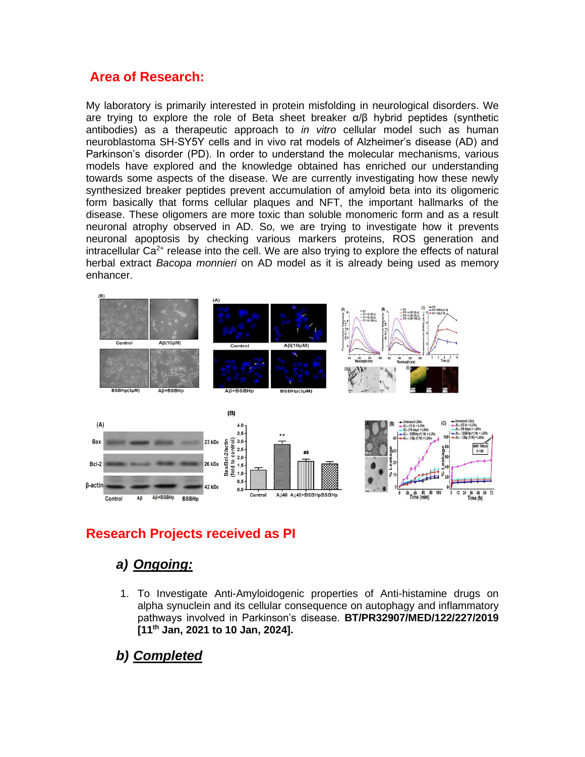## Area of Research:

My laboratory is primarily interested in protein misfolding in neurological disorders. We are trying to explore the role of Beta sheet breaker α/β hybrid peptides (synthetic antibodies) as a therapeutic approach to *in vitro* cellular model such as human neuroblastoma SH-SY5Y cells and in vivo rat models of Alzheimer's disease (AD) and Parkinson's disorder (PD). In order to understand the molecular mechanisms, various models have explored and the knowledge obtained has enriched our understanding towards some aspects of the disease. We are currently investigating how these newly synthesized breaker peptides prevent accumulation of amyloid beta into its oligomeric form basically that forms cellular plaques and NFT, the important hallmarks of the disease. These oligomers are more toxic than soluble monomeric form and as a result neuronal atrophy observed in AD. So, we are trying to investigate how it prevents neuronal apoptosis by checking various markers proteins, ROS generation and intracellular $Ca^{2+}$ release into the cell. We are also trying to explore the effects of natural herbal extract *Bacopa monnieri* on AD model as it is already being used as memory enhancer.

(B)
Control
Aβ(10μM)
BSBHp(3μM)
Aβ+BSBHp

(A)
Control
Aβ(10μM)
Aβ+BSBHp
BSBHp(3μM)

(A)
Bax
Bcl-2
β-actin
23 kDa
26 kDa
42 kDa
Control
Aβ
Aβ+BSBHp
BSBHp

(B)
Bax/Bcl-2/actin (fold to control)
4.0
3.5
3.0
2.5
2.0
1.5
1.0
0.5
0.0
**
##
Control
Aβ40
Aβ40+BSBHp
BSBHp

% Leakage
Time (min)
Time (h)
With Triton X-100

## Research Projects received as PI

### a) Ongoing:

1. To Investigate Anti-Amyloidogenic properties of Anti-histamine drugs on alpha synuclein and its cellular consequence on autophagy and inflammatory pathways involved in Parkinson's disease. **BT/PR32907/MED/122/227/2019 [11th Jan, 2021 to 10 Jan, 2024].**

### b) Completed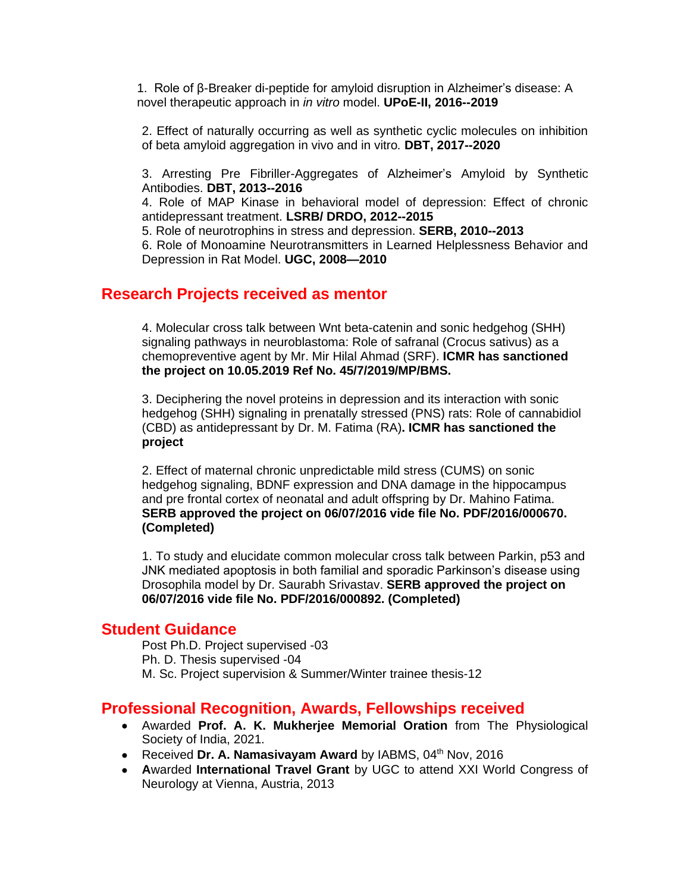1. Role of β-Breaker di-peptide for amyloid disruption in Alzheimer's disease: A novel therapeutic approach in *in vitro* model. **UPoE-II, 2016--2019**

2. Effect of naturally occurring as well as synthetic cyclic molecules on inhibition of beta amyloid aggregation in vivo and in vitro. **DBT, 2017--2020**

3. Arresting Pre Fibriller-Aggregates of Alzheimer's Amyloid by Synthetic Antibodies. **DBT, 2013--2016**
4. Role of MAP Kinase in behavioral model of depression: Effect of chronic antidepressant treatment. **LSRB/ DRDO, 2012--2015**
5. Role of neurotrophins in stress and depression. **SERB, 2010--2013**
6. Role of Monoamine Neurotransmitters in Learned Helplessness Behavior and Depression in Rat Model. **UGC, 2008—2010**

## Research Projects received as mentor

4. Molecular cross talk between Wnt beta-catenin and sonic hedgehog (SHH) signaling pathways in neuroblastoma: Role of safranal (Crocus sativus) as a chemopreventive agent by Mr. Mir Hilal Ahmad (SRF). **ICMR has sanctioned the project on 10.05.2019 Ref No. 45/7/2019/MP/BMS.**

3. Deciphering the novel proteins in depression and its interaction with sonic hedgehog (SHH) signaling in prenatally stressed (PNS) rats: Role of cannabidiol (CBD) as antidepressant by Dr. M. Fatima (RA)**. ICMR has sanctioned the project**

2. Effect of maternal chronic unpredictable mild stress (CUMS) on sonic hedgehog signaling, BDNF expression and DNA damage in the hippocampus and pre frontal cortex of neonatal and adult offspring by Dr. Mahino Fatima. **SERB approved the project on 06/07/2016 vide file No. PDF/2016/000670. (Completed)**

1. To study and elucidate common molecular cross talk between Parkin, p53 and JNK mediated apoptosis in both familial and sporadic Parkinson's disease using Drosophila model by Dr. Saurabh Srivastav. **SERB approved the project on 06/07/2016 vide file No. PDF/2016/000892. (Completed)**

## Student Guidance

Post Ph.D. Project supervised -03
Ph. D. Thesis supervised -04
M. Sc. Project supervision & Summer/Winter trainee thesis-12

## Professional Recognition, Awards, Fellowships received

- Awarded **Prof. A. K. Mukherjee Memorial Oration** from The Physiological Society of India, 2021.
- Received **Dr. A. Namasivayam Award** by IABMS, 04th Nov, 2016
- **A**warded **International Travel Grant** by UGC to attend XXI World Congress of Neurology at Vienna, Austria, 2013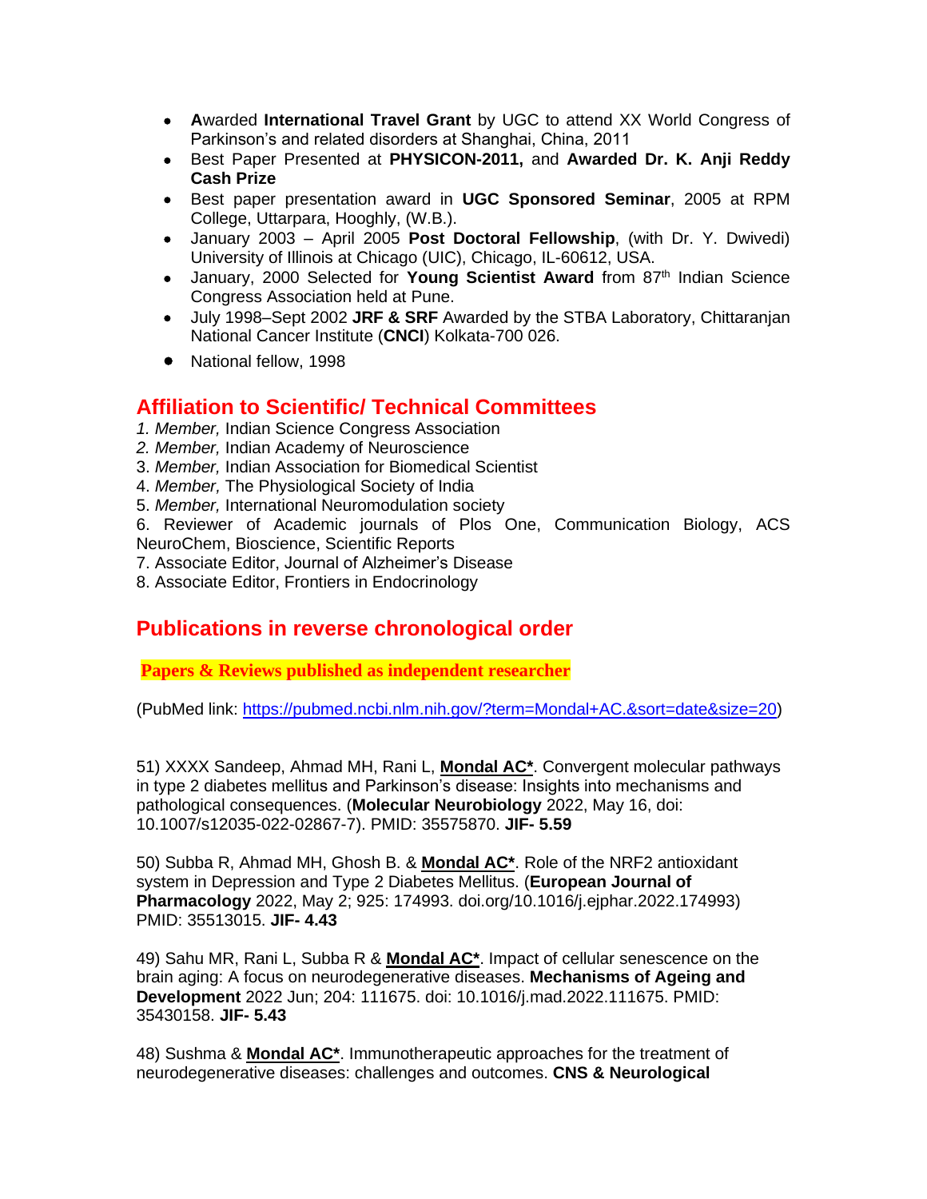- **A**warded **International Travel Grant** by UGC to attend XX World Congress of Parkinson's and related disorders at Shanghai, China, 2011
- Best Paper Presented at **PHYSICON-2011,** and **Awarded Dr. K. Anji Reddy Cash Prize**
- Best paper presentation award in **UGC Sponsored Seminar**, 2005 at RPM College, Uttarpara, Hooghly, (W.B.).
- January 2003 – April 2005 **Post Doctoral Fellowship**, (with Dr. Y. Dwivedi) University of Illinois at Chicago (UIC), Chicago, IL-60612, USA.
- January, 2000 Selected for **Young Scientist Award** from 87th Indian Science Congress Association held at Pune.
- July 1998–Sept 2002 **JRF & SRF** Awarded by the STBA Laboratory, Chittaranjan National Cancer Institute (**CNCI**) Kolkata-700 026.
- National fellow, 1998

## Affiliation to Scientific/ Technical Committees

1. *Member,* Indian Science Congress Association
2. *Member,* Indian Academy of Neuroscience
3. *Member,* Indian Association for Biomedical Scientist
4. *Member,* The Physiological Society of India
5. *Member,* International Neuromodulation society
6. Reviewer of Academic journals of Plos One, Communication Biology, ACS NeuroChem, Bioscience, Scientific Reports
7. Associate Editor, Journal of Alzheimer's Disease
8. Associate Editor, Frontiers in Endocrinology

## Publications in reverse chronological order

**Papers & Reviews published as independent researcher**

(PubMed link: https://pubmed.ncbi.nlm.nih.gov/?term=Mondal+AC.&sort=date&size=20)

51) XXXX Sandeep, Ahmad MH, Rani L, **Mondal AC***. Convergent molecular pathways in type 2 diabetes mellitus and Parkinson's disease: Insights into mechanisms and pathological consequences. (**Molecular Neurobiology** 2022, May 16, doi: 10.1007/s12035-022-02867-7). PMID: 35575870. **JIF- 5.59**

50) Subba R, Ahmad MH, Ghosh B. & **Mondal AC***. Role of the NRF2 antioxidant system in Depression and Type 2 Diabetes Mellitus. (**European Journal of Pharmacology** 2022, May 2; 925: 174993. doi.org/10.1016/j.ejphar.2022.174993) PMID: 35513015. **JIF- 4.43**

49) Sahu MR, Rani L, Subba R & **Mondal AC***. Impact of cellular senescence on the brain aging: A focus on neurodegenerative diseases. **Mechanisms of Ageing and Development** 2022 Jun; 204: 111675. doi: 10.1016/j.mad.2022.111675. PMID: 35430158. **JIF- 5.43**

48) Sushma & **Mondal AC***. Immunotherapeutic approaches for the treatment of neurodegenerative diseases: challenges and outcomes. **CNS & Neurological**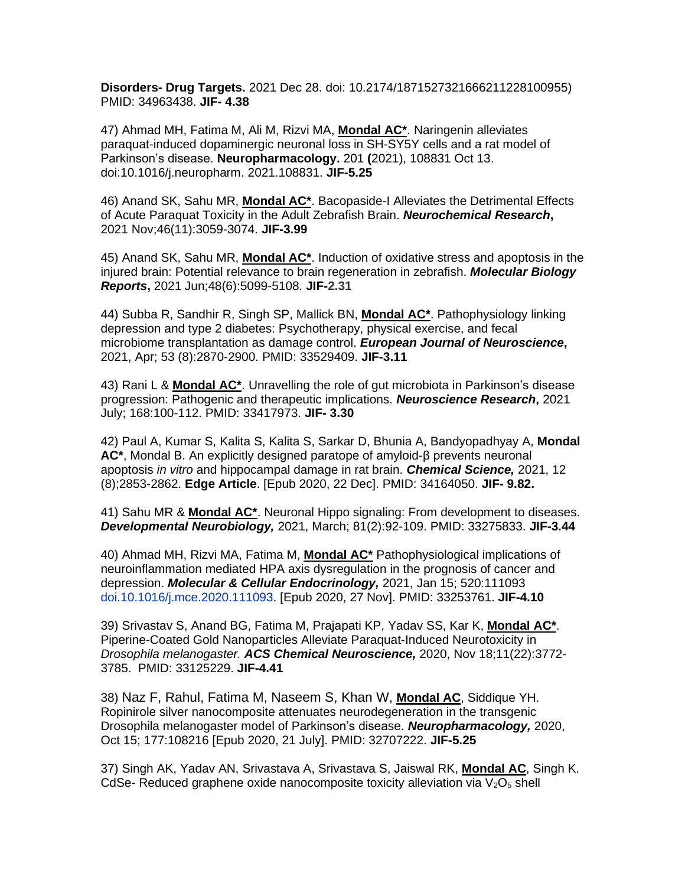**Disorders- Drug Targets.** 2021 Dec 28. doi: 10.2174/1871527321666211228100955) PMID: 34963438. **JIF- 4.38**

47) Ahmad MH, Fatima M, Ali M, Rizvi MA, **Mondal AC***. Naringenin alleviates paraquat-induced dopaminergic neuronal loss in SH-SY5Y cells and a rat model of Parkinson's disease. **Neuropharmacology.** 201 **(**2021), 108831 Oct 13. doi:10.1016/j.neuropharm. 2021.108831. **JIF-5.25**

46) Anand SK, Sahu MR, **Mondal AC***. Bacopaside-I Alleviates the Detrimental Effects of Acute Paraquat Toxicity in the Adult Zebrafish Brain. ***Neurochemical Research*****,** 2021 Nov;46(11):3059-3074. **JIF-3.99**

45) Anand SK, Sahu MR, **Mondal AC***. Induction of oxidative stress and apoptosis in the injured brain: Potential relevance to brain regeneration in zebrafish. ***Molecular Biology Reports*****,** 2021 Jun;48(6):5099-5108. **JIF-2.31**

44) Subba R, Sandhir R, Singh SP, Mallick BN, **Mondal AC***. Pathophysiology linking depression and type 2 diabetes: Psychotherapy, physical exercise, and fecal microbiome transplantation as damage control. ***European Journal of Neuroscience*****,** 2021, Apr; 53 (8):2870-2900. PMID: 33529409. **JIF-3.11**

43) Rani L & **Mondal AC***. Unravelling the role of gut microbiota in Parkinson's disease progression: Pathogenic and therapeutic implications. ***Neuroscience Research*****,** 2021 July; 168:100-112. PMID: 33417973. **JIF- 3.30**

42) Paul A, Kumar S, Kalita S, Kalita S, Sarkar D, Bhunia A, Bandyopadhyay A, **Mondal AC***, Mondal B. An explicitly designed paratope of amyloid-β prevents neuronal apoptosis *in vitro* and hippocampal damage in rat brain. ***Chemical Science,*** 2021, 12 (8);2853-2862. **Edge Article**. [Epub 2020, 22 Dec]. PMID: 34164050. **JIF- 9.82.**

41) Sahu MR & **Mondal AC***. Neuronal Hippo signaling: From development to diseases. ***Developmental Neurobiology,*** 2021, March; 81(2):92-109. PMID: 33275833. **JIF-3.44**

40) Ahmad MH, Rizvi MA, Fatima M, **Mondal AC*** Pathophysiological implications of neuroinflammation mediated HPA axis dysregulation in the prognosis of cancer and depression. ***Molecular & Cellular Endocrinology,*** 2021, Jan 15; 520:111093 doi.10.1016/j.mce.2020.111093. [Epub 2020, 27 Nov]. PMID: 33253761. **JIF-4.10**

39) Srivastav S, Anand BG, Fatima M, Prajapati KP, Yadav SS, Kar K, **Mondal AC***. Piperine-Coated Gold Nanoparticles Alleviate Paraquat-Induced Neurotoxicity in *Drosophila melanogaster.* ***ACS Chemical Neuroscience,*** 2020, Nov 18;11(22):3772-3785. PMID: 33125229. **JIF-4.41**

38) Naz F, Rahul, Fatima M, Naseem S, Khan W, **Mondal AC**, Siddique YH. Ropinirole silver nanocomposite attenuates neurodegeneration in the transgenic Drosophila melanogaster model of Parkinson's disease. ***Neuropharmacology,*** 2020, Oct 15; 177:108216 [Epub 2020, 21 July]. PMID: 32707222. **JIF-5.25**

37) Singh AK, Yadav AN, Srivastava A, Srivastava S, Jaiswal RK, **Mondal AC**, Singh K. CdSe- Reduced graphene oxide nanocomposite toxicity alleviation via $V_2O_5$ shell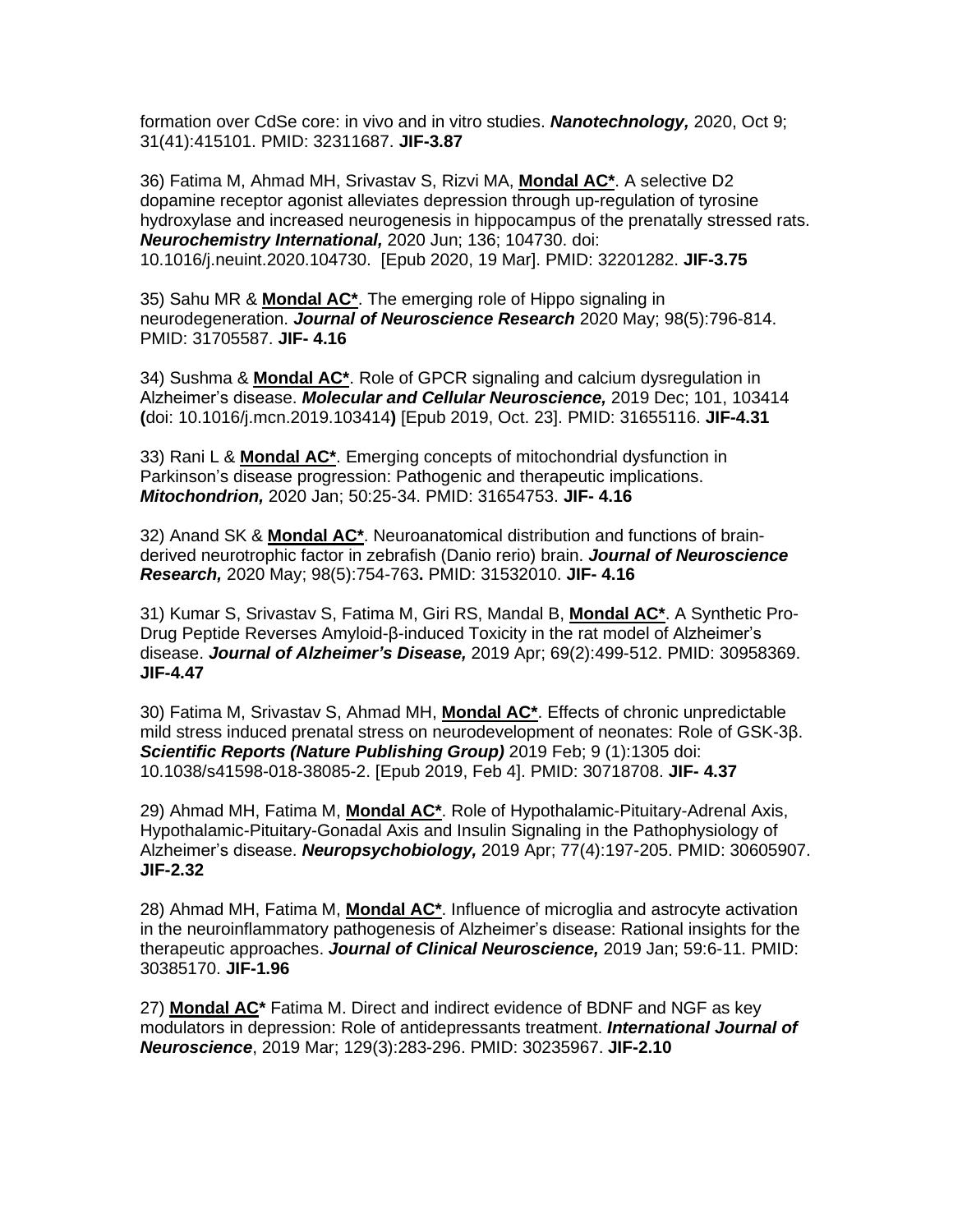formation over CdSe core: in vivo and in vitro studies. ***Nanotechnology,*** 2020, Oct 9; 31(41):415101. PMID: 32311687. **JIF-3.87**

36) Fatima M, Ahmad MH, Srivastav S, Rizvi MA, **Mondal AC***. A selective D2 dopamine receptor agonist alleviates depression through up-regulation of tyrosine hydroxylase and increased neurogenesis in hippocampus of the prenatally stressed rats. ***Neurochemistry International,*** 2020 Jun; 136; 104730. doi: 10.1016/j.neuint.2020.104730. [Epub 2020, 19 Mar]. PMID: 32201282. **JIF-3.75**

35) Sahu MR & **Mondal AC***. The emerging role of Hippo signaling in neurodegeneration. ***Journal of Neuroscience Research*** 2020 May; 98(5):796-814. PMID: 31705587. **JIF- 4.16**

34) Sushma & **Mondal AC***. Role of GPCR signaling and calcium dysregulation in Alzheimer's disease. ***Molecular and Cellular Neuroscience,*** 2019 Dec; 101, 103414 **(**doi: 10.1016/j.mcn.2019.103414**)** [Epub 2019, Oct. 23]. PMID: 31655116. **JIF-4.31**

33) Rani L & **Mondal AC***. Emerging concepts of mitochondrial dysfunction in Parkinson's disease progression: Pathogenic and therapeutic implications. ***Mitochondrion,*** 2020 Jan; 50:25-34. PMID: 31654753. **JIF- 4.16**

32) Anand SK & **Mondal AC***. Neuroanatomical distribution and functions of brain-derived neurotrophic factor in zebrafish (Danio rerio) brain. ***Journal of Neuroscience Research,*** 2020 May; 98(5):754-763**.** PMID: 31532010. **JIF- 4.16**

31) Kumar S, Srivastav S, Fatima M, Giri RS, Mandal B, **Mondal AC***. A Synthetic Pro-Drug Peptide Reverses Amyloid-β-induced Toxicity in the rat model of Alzheimer's disease. ***Journal of Alzheimer's Disease,*** 2019 Apr; 69(2):499-512. PMID: 30958369. **JIF-4.47**

30) Fatima M, Srivastav S, Ahmad MH, **Mondal AC***. Effects of chronic unpredictable mild stress induced prenatal stress on neurodevelopment of neonates: Role of GSK-3β. ***Scientific Reports (Nature Publishing Group)*** 2019 Feb; 9 (1):1305 doi: 10.1038/s41598-018-38085-2. [Epub 2019, Feb 4]. PMID: 30718708. **JIF- 4.37**

29) Ahmad MH, Fatima M, **Mondal AC***. Role of Hypothalamic-Pituitary-Adrenal Axis, Hypothalamic-Pituitary-Gonadal Axis and Insulin Signaling in the Pathophysiology of Alzheimer's disease. ***Neuropsychobiology,*** 2019 Apr; 77(4):197-205. PMID: 30605907. **JIF-2.32**

28) Ahmad MH, Fatima M, **Mondal AC***. Influence of microglia and astrocyte activation in the neuroinflammatory pathogenesis of Alzheimer's disease: Rational insights for the therapeutic approaches. ***Journal of Clinical Neuroscience,*** 2019 Jan; 59:6-11. PMID: 30385170. **JIF-1.96**

27) **Mondal AC*** Fatima M. Direct and indirect evidence of BDNF and NGF as key modulators in depression: Role of antidepressants treatment. ***International Journal of Neuroscience***, 2019 Mar; 129(3):283-296. PMID: 30235967. **JIF-2.10**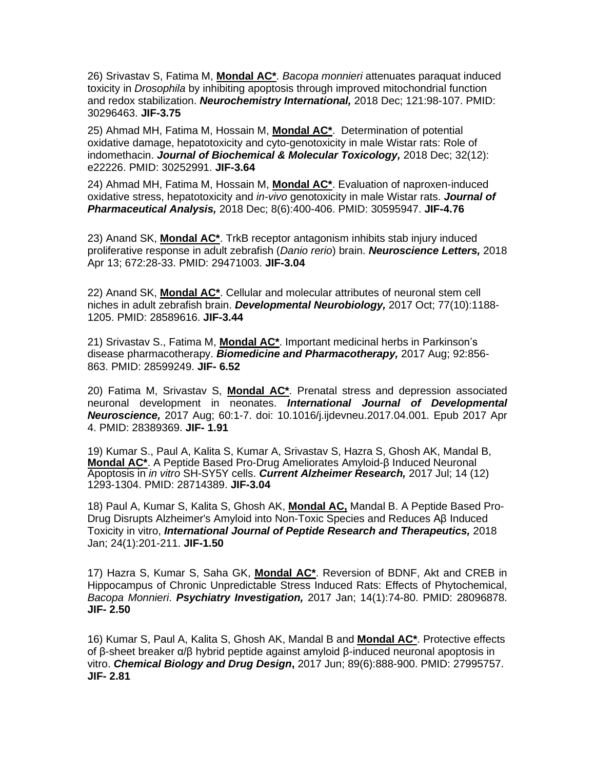26) Srivastav S, Fatima M, **Mondal AC***. *Bacopa monnieri* attenuates paraquat induced toxicity in *Drosophila* by inhibiting apoptosis through improved mitochondrial function and redox stabilization. ***Neurochemistry International,*** 2018 Dec; 121:98-107. PMID: 30296463. **JIF-3.75**

25) Ahmad MH, Fatima M, Hossain M, **Mondal AC***. Determination of potential oxidative damage, hepatotoxicity and cyto-genotoxicity in male Wistar rats: Role of indomethacin. ***Journal of Biochemical & Molecular Toxicology,*** 2018 Dec; 32(12): e22226. PMID: 30252991. **JIF-3.64**

24) Ahmad MH, Fatima M, Hossain M, **Mondal AC***. Evaluation of naproxen-induced oxidative stress, hepatotoxicity and *in-vivo* genotoxicity in male Wistar rats. ***Journal of Pharmaceutical Analysis,*** 2018 Dec; 8(6):400-406. PMID: 30595947. **JIF-4.76**

23) Anand SK, **Mondal AC***. TrkB receptor antagonism inhibits stab injury induced proliferative response in adult zebrafish (*Danio rerio*) brain. ***Neuroscience Letters,*** 2018 Apr 13; 672:28-33. PMID: 29471003. **JIF-3.04**

22) Anand SK, **Mondal AC***. Cellular and molecular attributes of neuronal stem cell niches in adult zebrafish brain. ***Developmental Neurobiology,*** 2017 Oct; 77(10):1188-1205. PMID: 28589616. **JIF-3.44**

21) Srivastav S., Fatima M, **Mondal AC***. Important medicinal herbs in Parkinson's disease pharmacotherapy. ***Biomedicine and Pharmacotherapy,*** 2017 Aug; 92:856-863. PMID: 28599249. **JIF- 6.52**

20) Fatima M, Srivastav S, **Mondal AC***. Prenatal stress and depression associated neuronal development in neonates. ***International Journal of Developmental Neuroscience,*** 2017 Aug; 60:1-7. doi: 10.1016/j.ijdevneu.2017.04.001. Epub 2017 Apr 4. PMID: 28389369. **JIF- 1.91**

19) Kumar S., Paul A, Kalita S, Kumar A, Srivastav S, Hazra S, Ghosh AK, Mandal B, **Mondal AC***. A Peptide Based Pro-Drug Ameliorates Amyloid-β Induced Neuronal Apoptosis in *in vitro* SH-SY5Y cells. ***Current Alzheimer Research,*** 2017 Jul; 14 (12) 1293-1304. PMID: 28714389. **JIF-3.04**

18) Paul A, Kumar S, Kalita S, Ghosh AK, **Mondal AC,** Mandal B. A Peptide Based Pro-Drug Disrupts Alzheimer's Amyloid into Non-Toxic Species and Reduces Aβ Induced Toxicity in vitro, ***International Journal of Peptide Research and Therapeutics,*** 2018 Jan; 24(1):201-211. **JIF-1.50**

17) Hazra S, Kumar S, Saha GK, **Mondal AC***. Reversion of BDNF, Akt and CREB in Hippocampus of Chronic Unpredictable Stress Induced Rats: Effects of Phytochemical, *Bacopa Monnieri*. ***Psychiatry Investigation,*** 2017 Jan; 14(1):74-80. PMID: 28096878. **JIF- 2.50**

16) Kumar S, Paul A, Kalita S, Ghosh AK, Mandal B and **Mondal AC***. Protective effects of β-sheet breaker α/β hybrid peptide against amyloid β-induced neuronal apoptosis in vitro. ***Chemical Biology and Drug Design*****,** 2017 Jun; 89(6):888-900. PMID: 27995757. **JIF- 2.81**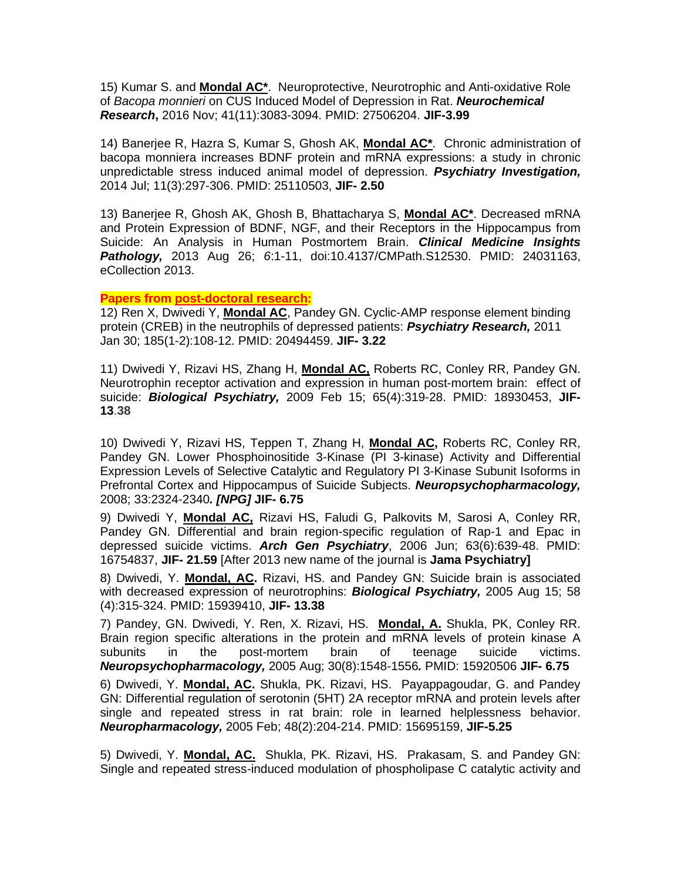15) Kumar S. and **Mondal AC***. Neuroprotective, Neurotrophic and Anti-oxidative Role of *Bacopa monnieri* on CUS Induced Model of Depression in Rat. ***Neurochemical Research***, 2016 Nov; 41(11):3083-3094. PMID: 27506204. **JIF-3.99**

14) Banerjee R, Hazra S, Kumar S, Ghosh AK, **Mondal AC***. Chronic administration of bacopa monniera increases BDNF protein and mRNA expressions: a study in chronic unpredictable stress induced animal model of depression. ***Psychiatry Investigation,*** 2014 Jul; 11(3):297-306. PMID: 25110503, **JIF- 2.50**

13) Banerjee R, Ghosh AK, Ghosh B, Bhattacharya S, **Mondal AC***. Decreased mRNA and Protein Expression of BDNF, NGF, and their Receptors in the Hippocampus from Suicide: An Analysis in Human Postmortem Brain. ***Clinical Medicine Insights Pathology,*** 2013 Aug 26; *6*:1-11, doi:10.4137/CMPath.S12530. PMID: 24031163, eCollection 2013.

**Papers from post-doctoral research:**

12) Ren X, Dwivedi Y, **Mondal AC**, Pandey GN. Cyclic-AMP response element binding protein (CREB) in the neutrophils of depressed patients: ***Psychiatry Research,*** 2011 Jan 30; 185(1-2):108-12. PMID: 20494459. **JIF- 3.22**

11) Dwivedi Y, Rizavi HS, Zhang H, **Mondal AC,** Roberts RC, Conley RR, Pandey GN. Neurotrophin receptor activation and expression in human post-mortem brain: effect of suicide: ***Biological Psychiatry,*** 2009 Feb 15; 65(4):319-28. PMID: 18930453, **JIF-13.38**

10) Dwivedi Y, Rizavi HS, Teppen T, Zhang H, **Mondal AC,** Roberts RC, Conley RR, Pandey GN. Lower Phosphoinositide 3-Kinase (PI 3-kinase) Activity and Differential Expression Levels of Selective Catalytic and Regulatory PI 3-Kinase Subunit Isoforms in Prefrontal Cortex and Hippocampus of Suicide Subjects. ***Neuropsychopharmacology,*** 2008; 33:2324-2340***. [NPG]*** **JIF- 6.75**

9) Dwivedi Y, **Mondal AC,** Rizavi HS, Faludi G, Palkovits M, Sarosi A, Conley RR, Pandey GN. Differential and brain region-specific regulation of Rap-1 and Epac in depressed suicide victims. ***Arch Gen Psychiatry***, 2006 Jun; 63(6):639-48. PMID: 16754837, **JIF- 21.59** [After 2013 new name of the journal is **Jama Psychiatry]**

8) Dwivedi, Y. **Mondal, AC.** Rizavi, HS. and Pandey GN: Suicide brain is associated with decreased expression of neurotrophins: ***Biological Psychiatry,*** 2005 Aug 15; 58 (4):315-324. PMID: 15939410, **JIF- 13.38**

7) Pandey, GN. Dwivedi, Y. Ren, X. Rizavi, HS. **Mondal, A.** Shukla, PK, Conley RR. Brain region specific alterations in the protein and mRNA levels of protein kinase A subunits in the post-mortem brain of teenage suicide victims. ***Neuropsychopharmacology,*** 2005 Aug; 30(8):1548-1556*.* PMID: 15920506 **JIF- 6.75**

6) Dwivedi, Y. **Mondal, AC.** Shukla, PK. Rizavi, HS. Payappagoudar, G. and Pandey GN: Differential regulation of serotonin (5HT) 2A receptor mRNA and protein levels after single and repeated stress in rat brain: role in learned helplessness behavior. ***Neuropharmacology,*** 2005 Feb; 48(2):204-214. PMID: 15695159, **JIF-5.25**

5) Dwivedi, Y. **Mondal, AC.** Shukla, PK. Rizavi, HS. Prakasam, S. and Pandey GN: Single and repeated stress-induced modulation of phospholipase C catalytic activity and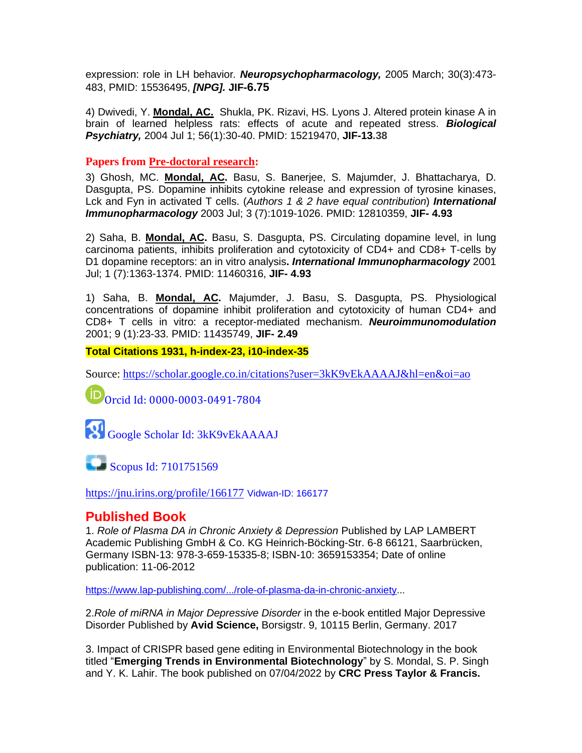expression: role in LH behavior. ***Neuropsychopharmacology,*** 2005 March; 30(3):473-483, PMID: 15536495, ***[NPG].*** **JIF-6.75**

4) Dwivedi, Y. **Mondal, AC.** Shukla, PK. Rizavi, HS. Lyons J. Altered protein kinase A in brain of learned helpless rats: effects of acute and repeated stress. ***Biological Psychiatry,*** 2004 Jul 1; 56(1):30-40. PMID: 15219470, **JIF-13.38**

### Papers from Pre-doctoral research:

3) Ghosh, MC. **Mondal, AC.** Basu, S. Banerjee, S. Majumder, J. Bhattacharya, D. Dasgupta, PS. Dopamine inhibits cytokine release and expression of tyrosine kinases, Lck and Fyn in activated T cells. (*Authors 1 & 2 have equal contribution*) ***International Immunopharmacology*** 2003 Jul; 3 (7):1019-1026. PMID: 12810359, **JIF- 4.93**

2) Saha, B. **Mondal, AC.** Basu, S. Dasgupta, PS. Circulating dopamine level, in lung carcinoma patients, inhibits proliferation and cytotoxicity of CD4+ and CD8+ T-cells by D1 dopamine receptors: an in vitro analysis**.** ***International Immunopharmacology*** 2001 Jul; 1 (7):1363-1374. PMID: 11460316, **JIF- 4.93**

1) Saha, B. **Mondal, AC.** Majumder, J. Basu, S. Dasgupta, PS. Physiological concentrations of dopamine inhibit proliferation and cytotoxicity of human CD4+ and CD8+ T cells in vitro: a receptor-mediated mechanism. ***Neuroimmunomodulation*** 2001; 9 (1):23-33. PMID: 11435749, **JIF- 2.49**

**Total Citations 1931, h-index-23, i10-index-35**

Source: https://scholar.google.co.in/citations?user=3kK9vEkAAAAJ&hl=en&oi=ao

Orcid Id: 0000-0003-0491-7804

Google Scholar Id: 3kK9vEkAAAAJ

Scopus Id: 7101751569

https://jnu.irins.org/profile/166177 Vidwan-ID: 166177

## Published Book

1. *Role of Plasma DA in Chronic Anxiety & Depression* Published by LAP LAMBERT Academic Publishing GmbH & Co. KG Heinrich-Böcking-Str. 6-8 66121, Saarbrücken, Germany ISBN-13: 978-3-659-15335-8; ISBN-10: 3659153354; Date of online publication: 11-06-2012

https://www.lap-publishing.com/.../role-of-plasma-da-in-chronic-anxiety...

2. *Role of miRNA in Major Depressive Disorder* in the e-book entitled Major Depressive Disorder Published by **Avid Science,** Borsigstr. 9, 10115 Berlin, Germany. 2017

3. Impact of CRISPR based gene editing in Environmental Biotechnology in the book titled "**Emerging Trends in Environmental Biotechnology**" by S. Mondal, S. P. Singh and Y. K. Lahir. The book published on 07/04/2022 by **CRC Press Taylor & Francis.**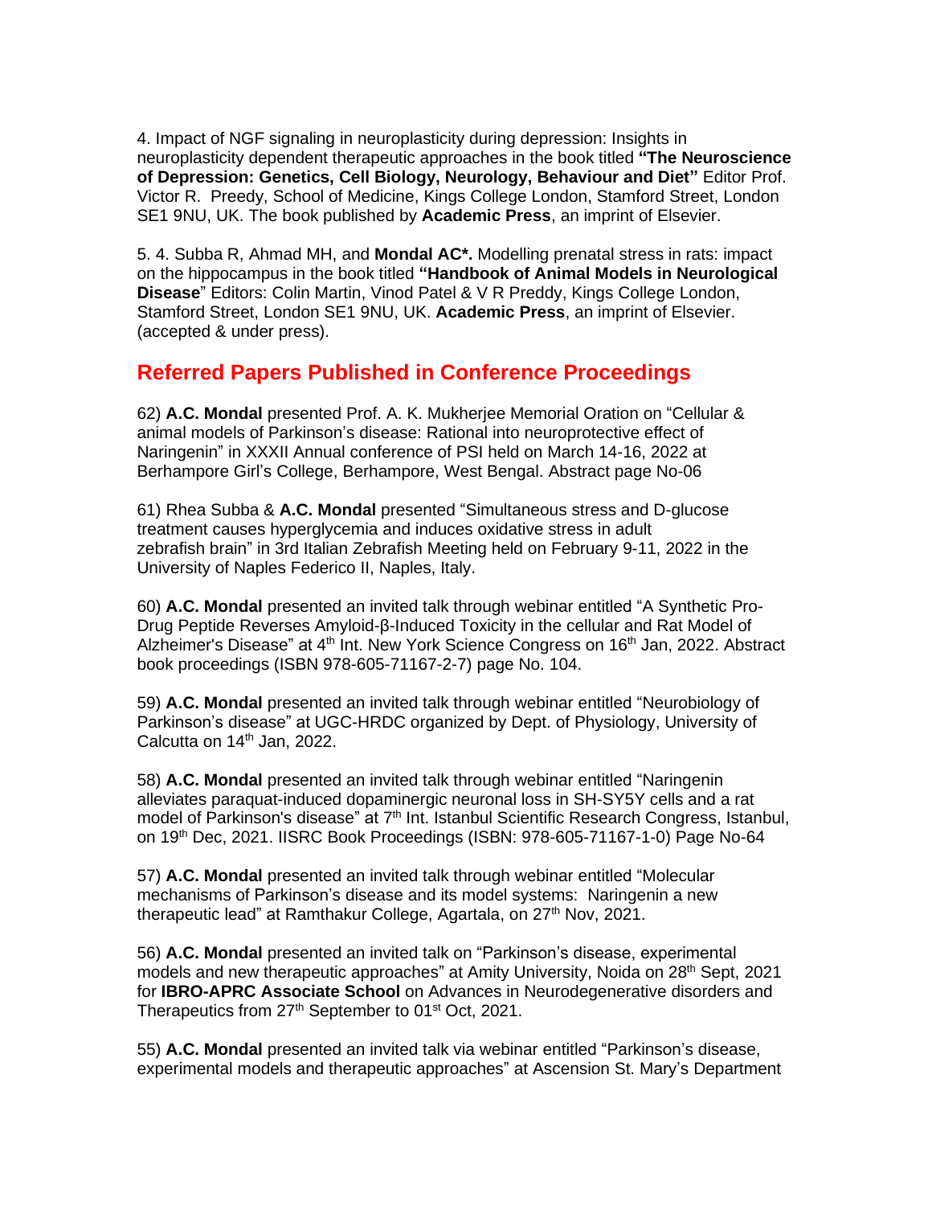4. Impact of NGF signaling in neuroplasticity during depression: Insights in neuroplasticity dependent therapeutic approaches in the book titled **"The Neuroscience of Depression: Genetics, Cell Biology, Neurology, Behaviour and Diet"** Editor Prof. Victor R. Preedy, School of Medicine, Kings College London, Stamford Street, London SE1 9NU, UK. The book published by **Academic Press**, an imprint of Elsevier.

5. 4. Subba R, Ahmad MH, and **Mondal AC*.** Modelling prenatal stress in rats: impact on the hippocampus in the book titled **"Handbook of Animal Models in Neurological Disease"** Editors: Colin Martin, Vinod Patel & V R Preddy, Kings College London, Stamford Street, London SE1 9NU, UK. **Academic Press**, an imprint of Elsevier. (accepted & under press).

## Referred Papers Published in Conference Proceedings

62) **A.C. Mondal** presented Prof. A. K. Mukherjee Memorial Oration on "Cellular & animal models of Parkinson's disease: Rational into neuroprotective effect of Naringenin" in XXXII Annual conference of PSI held on March 14-16, 2022 at Berhampore Girl's College, Berhampore, West Bengal. Abstract page No-06

61) Rhea Subba & **A.C. Mondal** presented "Simultaneous stress and D-glucose treatment causes hyperglycemia and induces oxidative stress in adult zebrafish brain" in 3rd Italian Zebrafish Meeting held on February 9-11, 2022 in the University of Naples Federico II, Naples, Italy.

60) **A.C. Mondal** presented an invited talk through webinar entitled "A Synthetic Pro-Drug Peptide Reverses Amyloid-β-Induced Toxicity in the cellular and Rat Model of Alzheimer's Disease" at 4th Int. New York Science Congress on 16th Jan, 2022. Abstract book proceedings (ISBN 978-605-71167-2-7) page No. 104.

59) **A.C. Mondal** presented an invited talk through webinar entitled "Neurobiology of Parkinson's disease" at UGC-HRDC organized by Dept. of Physiology, University of Calcutta on 14th Jan, 2022.

58) **A.C. Mondal** presented an invited talk through webinar entitled "Naringenin alleviates paraquat-induced dopaminergic neuronal loss in SH-SY5Y cells and a rat model of Parkinson's disease" at 7th Int. Istanbul Scientific Research Congress, Istanbul, on 19th Dec, 2021. IISRC Book Proceedings (ISBN: 978-605-71167-1-0) Page No-64

57) **A.C. Mondal** presented an invited talk through webinar entitled "Molecular mechanisms of Parkinson's disease and its model systems: Naringenin a new therapeutic lead" at Ramthakur College, Agartala, on 27th Nov, 2021.

56) **A.C. Mondal** presented an invited talk on "Parkinson's disease, experimental models and new therapeutic approaches" at Amity University, Noida on 28th Sept, 2021 for **IBRO-APRC Associate School** on Advances in Neurodegenerative disorders and Therapeutics from 27th September to 01st Oct, 2021.

55) **A.C. Mondal** presented an invited talk via webinar entitled "Parkinson's disease, experimental models and therapeutic approaches" at Ascension St. Mary's Department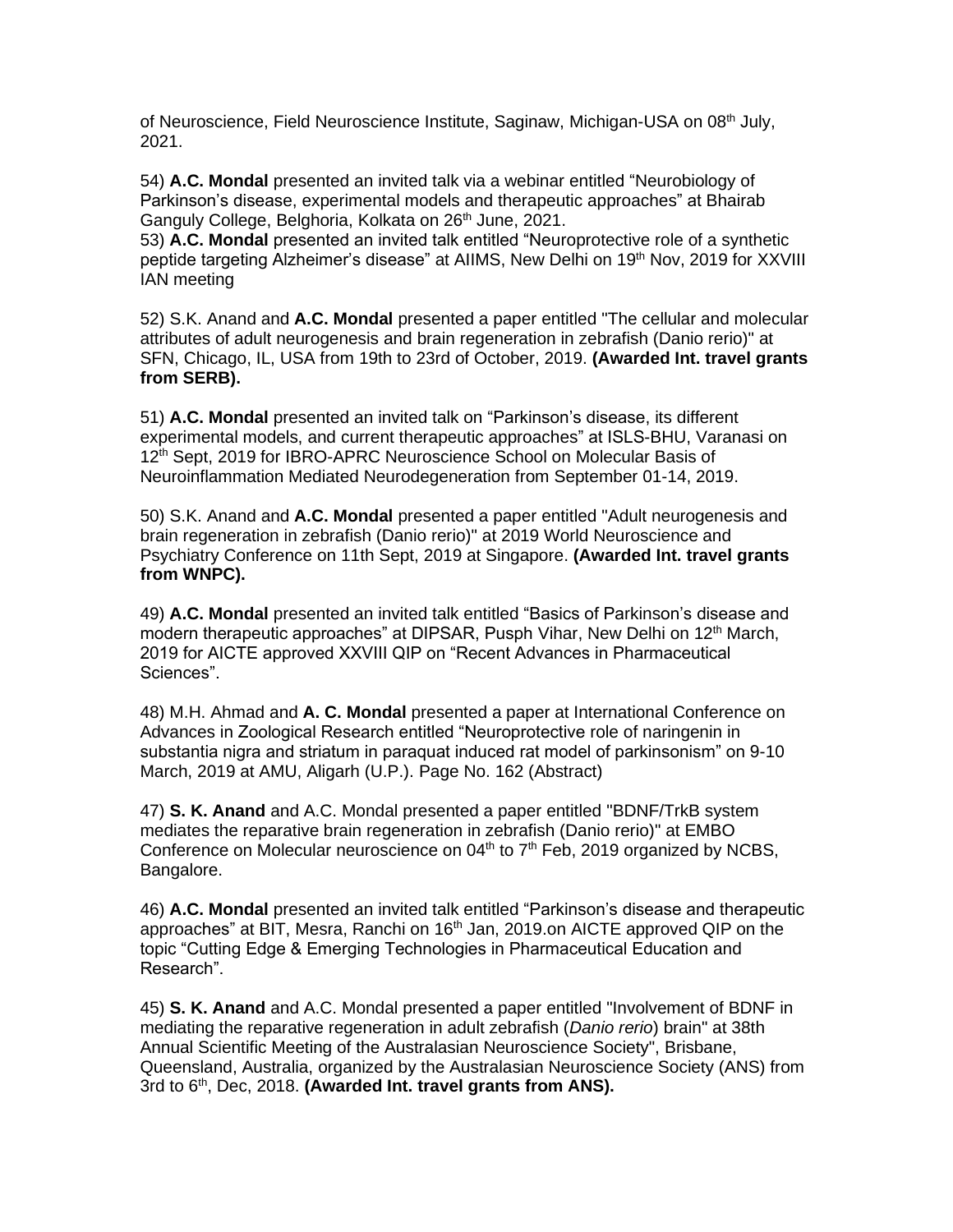of Neuroscience, Field Neuroscience Institute, Saginaw, Michigan-USA on 08th July, 2021.

54) **A.C. Mondal** presented an invited talk via a webinar entitled "Neurobiology of Parkinson's disease, experimental models and therapeutic approaches" at Bhairab Ganguly College, Belghoria, Kolkata on 26th June, 2021.
53) **A.C. Mondal** presented an invited talk entitled "Neuroprotective role of a synthetic peptide targeting Alzheimer's disease" at AIIMS, New Delhi on 19th Nov, 2019 for XXVIII IAN meeting

52) S.K. Anand and **A.C. Mondal** presented a paper entitled "The cellular and molecular attributes of adult neurogenesis and brain regeneration in zebrafish (Danio rerio)" at SFN, Chicago, IL, USA from 19th to 23rd of October, 2019. **(Awarded Int. travel grants from SERB).**

51) **A.C. Mondal** presented an invited talk on "Parkinson's disease, its different experimental models, and current therapeutic approaches" at ISLS-BHU, Varanasi on 12th Sept, 2019 for IBRO-APRC Neuroscience School on Molecular Basis of Neuroinflammation Mediated Neurodegeneration from September 01-14, 2019.

50) S.K. Anand and **A.C. Mondal** presented a paper entitled "Adult neurogenesis and brain regeneration in zebrafish (Danio rerio)" at 2019 World Neuroscience and Psychiatry Conference on 11th Sept, 2019 at Singapore. **(Awarded Int. travel grants from WNPC).**

49) **A.C. Mondal** presented an invited talk entitled "Basics of Parkinson's disease and modern therapeutic approaches" at DIPSAR, Pusph Vihar, New Delhi on 12th March, 2019 for AICTE approved XXVIII QIP on "Recent Advances in Pharmaceutical Sciences".

48) M.H. Ahmad and **A. C. Mondal** presented a paper at International Conference on Advances in Zoological Research entitled "Neuroprotective role of naringenin in substantia nigra and striatum in paraquat induced rat model of parkinsonism" on 9-10 March, 2019 at AMU, Aligarh (U.P.). Page No. 162 (Abstract)

47) **S. K. Anand** and A.C. Mondal presented a paper entitled "BDNF/TrkB system mediates the reparative brain regeneration in zebrafish (Danio rerio)" at EMBO Conference on Molecular neuroscience on 04th to 7th Feb, 2019 organized by NCBS, Bangalore.

46) **A.C. Mondal** presented an invited talk entitled "Parkinson's disease and therapeutic approaches" at BIT, Mesra, Ranchi on 16th Jan, 2019.on AICTE approved QIP on the topic "Cutting Edge & Emerging Technologies in Pharmaceutical Education and Research".

45) **S. K. Anand** and A.C. Mondal presented a paper entitled "Involvement of BDNF in mediating the reparative regeneration in adult zebrafish (*Danio rerio*) brain" at 38th Annual Scientific Meeting of the Australasian Neuroscience Society", Brisbane, Queensland, Australia, organized by the Australasian Neuroscience Society (ANS) from 3rd to 6th, Dec, 2018. **(Awarded Int. travel grants from ANS).**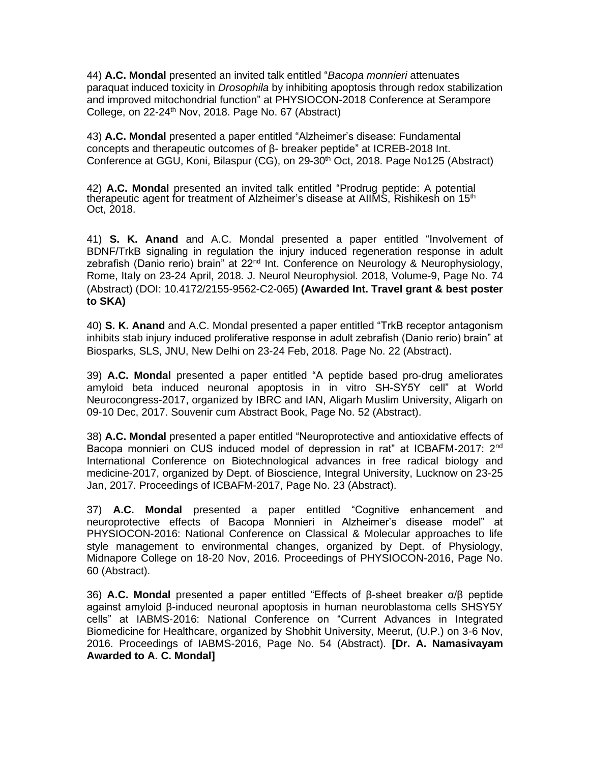44) **A.C. Mondal** presented an invited talk entitled "*Bacopa monnieri* attenuates paraquat induced toxicity in *Drosophila* by inhibiting apoptosis through redox stabilization and improved mitochondrial function" at PHYSIOCON-2018 Conference at Serampore College, on 22-24th Nov, 2018. Page No. 67 (Abstract)

43) **A.C. Mondal** presented a paper entitled "Alzheimer's disease: Fundamental concepts and therapeutic outcomes of β- breaker peptide" at ICREB-2018 Int. Conference at GGU, Koni, Bilaspur (CG), on 29-30th Oct, 2018. Page No125 (Abstract)

42) **A.C. Mondal** presented an invited talk entitled "Prodrug peptide: A potential therapeutic agent for treatment of Alzheimer's disease at AIIMS, Rishikesh on 15th Oct, 2018.

41) **S. K. Anand** and A.C. Mondal presented a paper entitled "Involvement of BDNF/TrkB signaling in regulation the injury induced regeneration response in adult zebrafish (Danio rerio) brain" at 22nd Int. Conference on Neurology & Neurophysiology, Rome, Italy on 23-24 April, 2018. J. Neurol Neurophysiol. 2018, Volume-9, Page No. 74 (Abstract) (DOI: 10.4172/2155-9562-C2-065) **(Awarded Int. Travel grant & best poster to SKA)**

40) **S. K. Anand** and A.C. Mondal presented a paper entitled "TrkB receptor antagonism inhibits stab injury induced proliferative response in adult zebrafish (Danio rerio) brain" at Biosparks, SLS, JNU, New Delhi on 23-24 Feb, 2018. Page No. 22 (Abstract).

39) **A.C. Mondal** presented a paper entitled "A peptide based pro-drug ameliorates amyloid beta induced neuronal apoptosis in in vitro SH-SY5Y cell" at World Neurocongress-2017, organized by IBRC and IAN, Aligarh Muslim University, Aligarh on 09-10 Dec, 2017. Souvenir cum Abstract Book, Page No. 52 (Abstract).

38) **A.C. Mondal** presented a paper entitled "Neuroprotective and antioxidative effects of Bacopa monnieri on CUS induced model of depression in rat" at ICBAFM-2017: 2nd International Conference on Biotechnological advances in free radical biology and medicine-2017, organized by Dept. of Bioscience, Integral University, Lucknow on 23-25 Jan, 2017. Proceedings of ICBAFM-2017, Page No. 23 (Abstract).

37) **A.C. Mondal** presented a paper entitled "Cognitive enhancement and neuroprotective effects of Bacopa Monnieri in Alzheimer's disease model" at PHYSIOCON-2016: National Conference on Classical & Molecular approaches to life style management to environmental changes, organized by Dept. of Physiology, Midnapore College on 18-20 Nov, 2016. Proceedings of PHYSIOCON-2016, Page No. 60 (Abstract).

36) **A.C. Mondal** presented a paper entitled "Effects of β-sheet breaker α/β peptide against amyloid β-induced neuronal apoptosis in human neuroblastoma cells SHSY5Y cells" at IABMS-2016: National Conference on "Current Advances in Integrated Biomedicine for Healthcare, organized by Shobhit University, Meerut, (U.P.) on 3-6 Nov, 2016. Proceedings of IABMS-2016, Page No. 54 (Abstract). **[Dr. A. Namasivayam Awarded to A. C. Mondal]**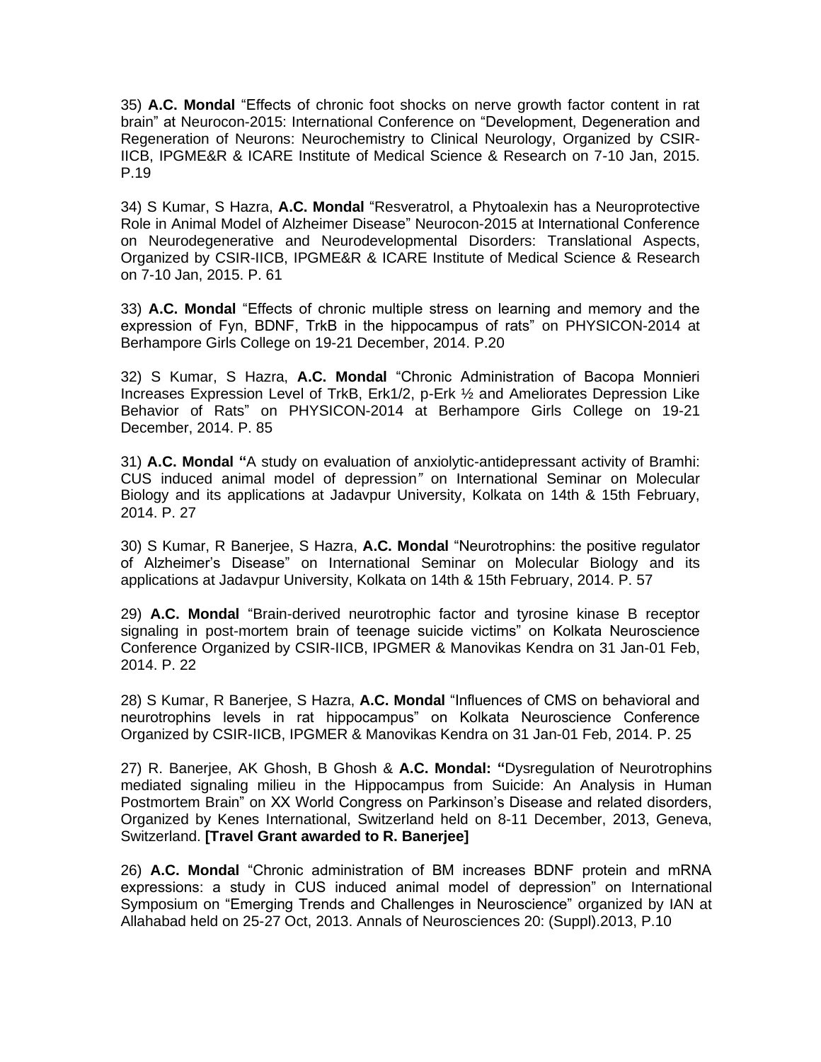35) **A.C. Mondal** "Effects of chronic foot shocks on nerve growth factor content in rat brain" at Neurocon-2015: International Conference on "Development, Degeneration and Regeneration of Neurons: Neurochemistry to Clinical Neurology, Organized by CSIR-IICB, IPGME&R & ICARE Institute of Medical Science & Research on 7-10 Jan, 2015. P.19

34) S Kumar, S Hazra, **A.C. Mondal** "Resveratrol, a Phytoalexin has a Neuroprotective Role in Animal Model of Alzheimer Disease" Neurocon-2015 at International Conference on Neurodegenerative and Neurodevelopmental Disorders: Translational Aspects, Organized by CSIR-IICB, IPGME&R & ICARE Institute of Medical Science & Research on 7-10 Jan, 2015. P. 61

33) **A.C. Mondal** "Effects of chronic multiple stress on learning and memory and the expression of Fyn, BDNF, TrkB in the hippocampus of rats" on PHYSICON-2014 at Berhampore Girls College on 19-21 December, 2014. P.20

32) S Kumar, S Hazra, **A.C. Mondal** "Chronic Administration of Bacopa Monnieri Increases Expression Level of TrkB, Erk1/2, p-Erk ½ and Ameliorates Depression Like Behavior of Rats" on PHYSICON-2014 at Berhampore Girls College on 19-21 December, 2014. P. 85

31) **A.C. Mondal "**A study on evaluation of anxiolytic-antidepressant activity of Bramhi: CUS induced animal model of depression*"* on International Seminar on Molecular Biology and its applications at Jadavpur University, Kolkata on 14th & 15th February, 2014. P. 27

30) S Kumar, R Banerjee, S Hazra, **A.C. Mondal** "Neurotrophins: the positive regulator of Alzheimer's Disease" on International Seminar on Molecular Biology and its applications at Jadavpur University, Kolkata on 14th & 15th February, 2014. P. 57

29) **A.C. Mondal** "Brain-derived neurotrophic factor and tyrosine kinase B receptor signaling in post-mortem brain of teenage suicide victims" on Kolkata Neuroscience Conference Organized by CSIR-IICB, IPGMER & Manovikas Kendra on 31 Jan-01 Feb, 2014. P. 22

28) S Kumar, R Banerjee, S Hazra, **A.C. Mondal** "Influences of CMS on behavioral and neurotrophins levels in rat hippocampus" on Kolkata Neuroscience Conference Organized by CSIR-IICB, IPGMER & Manovikas Kendra on 31 Jan-01 Feb, 2014. P. 25

27) R. Banerjee, AK Ghosh, B Ghosh & **A.C. Mondal: "**Dysregulation of Neurotrophins mediated signaling milieu in the Hippocampus from Suicide: An Analysis in Human Postmortem Brain" on XX World Congress on Parkinson's Disease and related disorders, Organized by Kenes International, Switzerland held on 8-11 December, 2013, Geneva, Switzerland. **[Travel Grant awarded to R. Banerjee]**

26) **A.C. Mondal** "Chronic administration of BM increases BDNF protein and mRNA expressions: a study in CUS induced animal model of depression" on International Symposium on "Emerging Trends and Challenges in Neuroscience" organized by IAN at Allahabad held on 25-27 Oct, 2013. Annals of Neurosciences 20: (Suppl).2013, P.10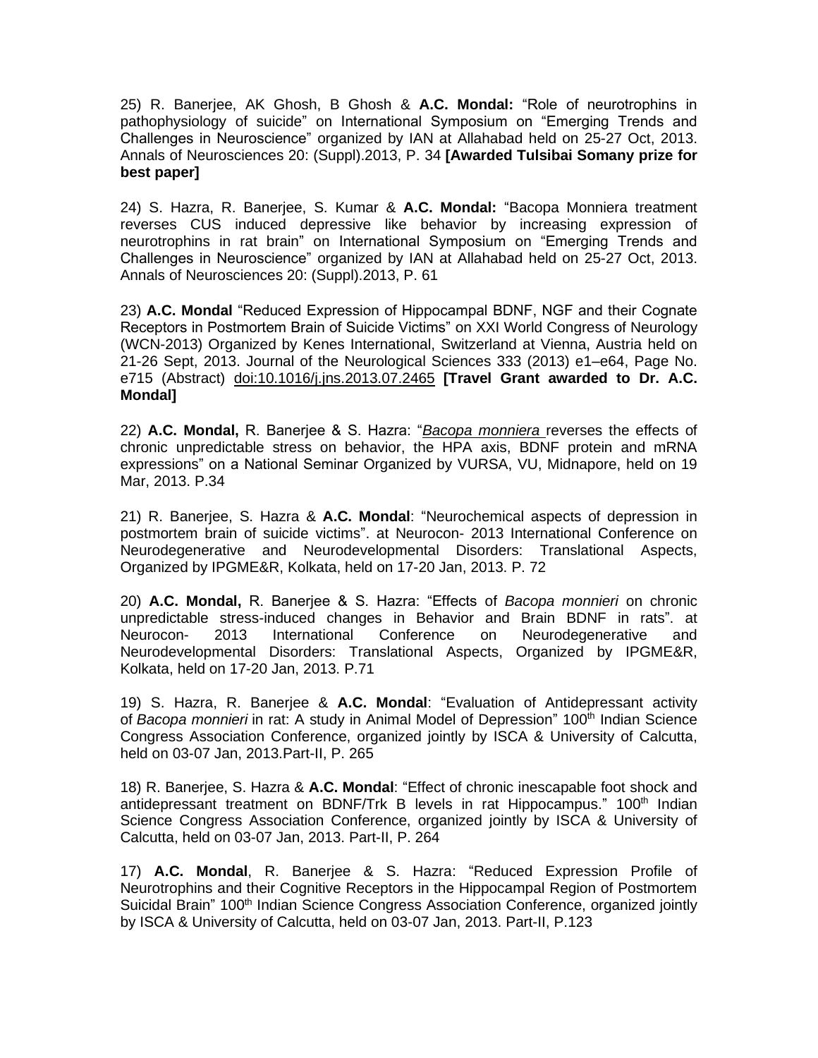25) R. Banerjee, AK Ghosh, B Ghosh & **A.C. Mondal:** "Role of neurotrophins in pathophysiology of suicide" on International Symposium on "Emerging Trends and Challenges in Neuroscience" organized by IAN at Allahabad held on 25-27 Oct, 2013. Annals of Neurosciences 20: (Suppl).2013, P. 34 **[Awarded Tulsibai Somany prize for best paper]**

24) S. Hazra, R. Banerjee, S. Kumar & **A.C. Mondal:** "Bacopa Monniera treatment reverses CUS induced depressive like behavior by increasing expression of neurotrophins in rat brain" on International Symposium on "Emerging Trends and Challenges in Neuroscience" organized by IAN at Allahabad held on 25-27 Oct, 2013. Annals of Neurosciences 20: (Suppl).2013, P. 61

23) **A.C. Mondal** "Reduced Expression of Hippocampal BDNF, NGF and their Cognate Receptors in Postmortem Brain of Suicide Victims" on XXI World Congress of Neurology (WCN-2013) Organized by Kenes International, Switzerland at Vienna, Austria held on 21-26 Sept, 2013. Journal of the Neurological Sciences 333 (2013) e1–e64, Page No. e715 (Abstract) doi:10.1016/j.jns.2013.07.2465 **[Travel Grant awarded to Dr. A.C. Mondal]**

22) **A.C. Mondal,** R. Banerjee & S. Hazra: "*Bacopa monniera* reverses the effects of chronic unpredictable stress on behavior, the HPA axis, BDNF protein and mRNA expressions" on a National Seminar Organized by VURSA, VU, Midnapore, held on 19 Mar, 2013. P.34

21) R. Banerjee, S. Hazra & **A.C. Mondal**: "Neurochemical aspects of depression in postmortem brain of suicide victims". at Neurocon- 2013 International Conference on Neurodegenerative and Neurodevelopmental Disorders: Translational Aspects, Organized by IPGME&R, Kolkata, held on 17-20 Jan, 2013. P. 72

20) **A.C. Mondal,** R. Banerjee & S. Hazra: "Effects of *Bacopa monnieri* on chronic unpredictable stress-induced changes in Behavior and Brain BDNF in rats". at Neurocon- 2013 International Conference on Neurodegenerative and Neurodevelopmental Disorders: Translational Aspects, Organized by IPGME&R, Kolkata, held on 17-20 Jan, 2013. P.71

19) S. Hazra, R. Banerjee & **A.C. Mondal**: "Evaluation of Antidepressant activity of *Bacopa monnieri* in rat: A study in Animal Model of Depression" 100th Indian Science Congress Association Conference, organized jointly by ISCA & University of Calcutta, held on 03-07 Jan, 2013.Part-II, P. 265

18) R. Banerjee, S. Hazra & **A.C. Mondal**: "Effect of chronic inescapable foot shock and antidepressant treatment on BDNF/Trk B levels in rat Hippocampus." 100th Indian Science Congress Association Conference, organized jointly by ISCA & University of Calcutta, held on 03-07 Jan, 2013. Part-II, P. 264

17) **A.C. Mondal**, R. Banerjee & S. Hazra: "Reduced Expression Profile of Neurotrophins and their Cognitive Receptors in the Hippocampal Region of Postmortem Suicidal Brain" 100th Indian Science Congress Association Conference, organized jointly by ISCA & University of Calcutta, held on 03-07 Jan, 2013. Part-II, P.123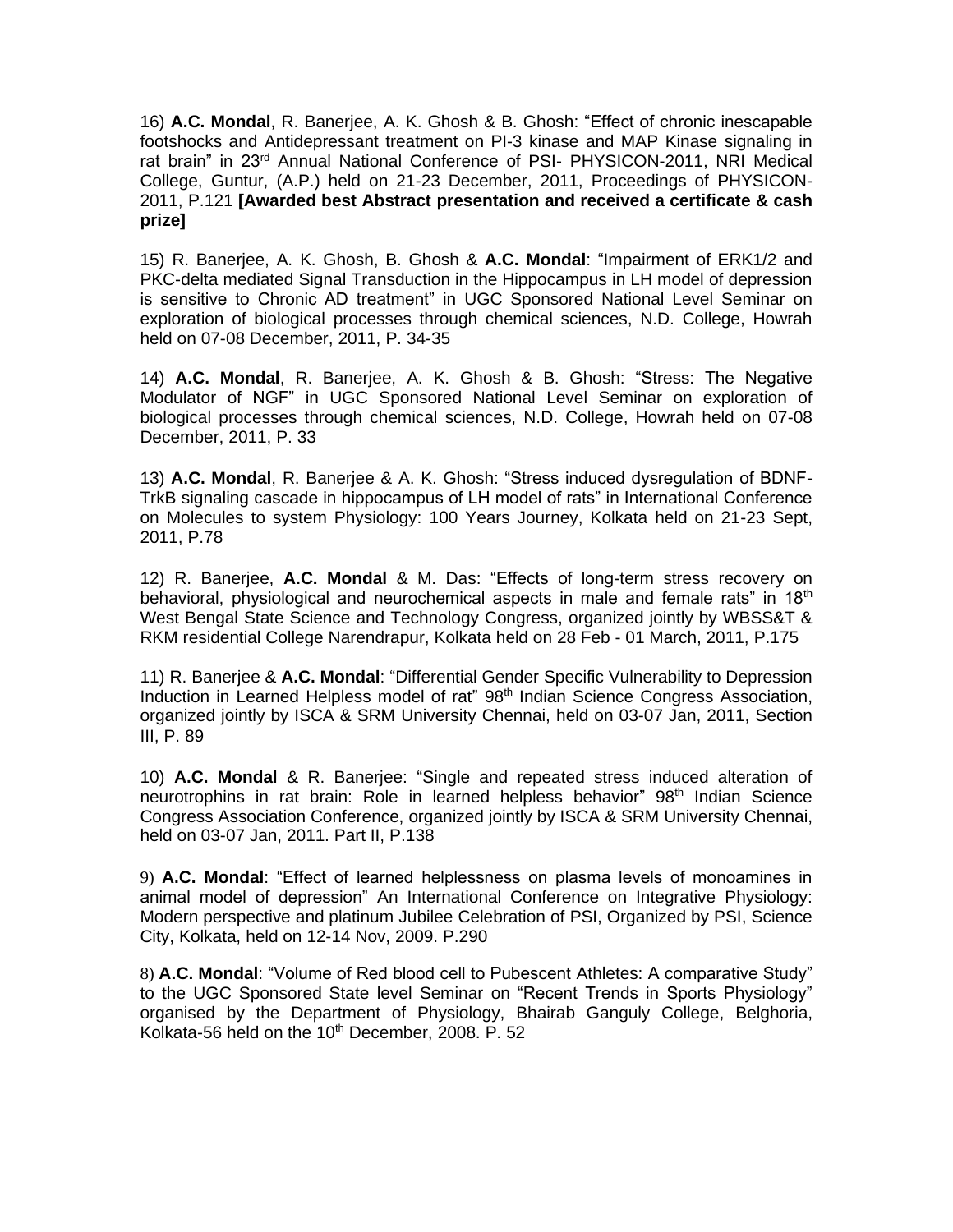16) **A.C. Mondal**, R. Banerjee, A. K. Ghosh & B. Ghosh: "Effect of chronic inescapable footshocks and Antidepressant treatment on PI-3 kinase and MAP Kinase signaling in rat brain" in 23rd Annual National Conference of PSI- PHYSICON-2011, NRI Medical College, Guntur, (A.P.) held on 21-23 December, 2011, Proceedings of PHYSICON-2011, P.121 **[Awarded best Abstract presentation and received a certificate & cash prize]**

15) R. Banerjee, A. K. Ghosh, B. Ghosh & **A.C. Mondal**: "Impairment of ERK1/2 and PKC-delta mediated Signal Transduction in the Hippocampus in LH model of depression is sensitive to Chronic AD treatment" in UGC Sponsored National Level Seminar on exploration of biological processes through chemical sciences, N.D. College, Howrah held on 07-08 December, 2011, P. 34-35

14) **A.C. Mondal**, R. Banerjee, A. K. Ghosh & B. Ghosh: "Stress: The Negative Modulator of NGF" in UGC Sponsored National Level Seminar on exploration of biological processes through chemical sciences, N.D. College, Howrah held on 07-08 December, 2011, P. 33

13) **A.C. Mondal**, R. Banerjee & A. K. Ghosh: "Stress induced dysregulation of BDNF-TrkB signaling cascade in hippocampus of LH model of rats" in International Conference on Molecules to system Physiology: 100 Years Journey, Kolkata held on 21-23 Sept, 2011, P.78

12) R. Banerjee, **A.C. Mondal** & M. Das: "Effects of long-term stress recovery on behavioral, physiological and neurochemical aspects in male and female rats" in 18th West Bengal State Science and Technology Congress, organized jointly by WBSS&T & RKM residential College Narendrapur, Kolkata held on 28 Feb - 01 March, 2011, P.175

11) R. Banerjee & **A.C. Mondal**: "Differential Gender Specific Vulnerability to Depression Induction in Learned Helpless model of rat" 98th Indian Science Congress Association, organized jointly by ISCA & SRM University Chennai, held on 03-07 Jan, 2011, Section III, P. 89

10) **A.C. Mondal** & R. Banerjee: "Single and repeated stress induced alteration of neurotrophins in rat brain: Role in learned helpless behavior" 98th Indian Science Congress Association Conference, organized jointly by ISCA & SRM University Chennai, held on 03-07 Jan, 2011. Part II, P.138

9) **A.C. Mondal**: "Effect of learned helplessness on plasma levels of monoamines in animal model of depression" An International Conference on Integrative Physiology: Modern perspective and platinum Jubilee Celebration of PSI, Organized by PSI, Science City, Kolkata, held on 12-14 Nov, 2009. P.290

8) **A.C. Mondal**: "Volume of Red blood cell to Pubescent Athletes: A comparative Study" to the UGC Sponsored State level Seminar on "Recent Trends in Sports Physiology" organised by the Department of Physiology, Bhairab Ganguly College, Belghoria, Kolkata-56 held on the 10th December, 2008. P. 52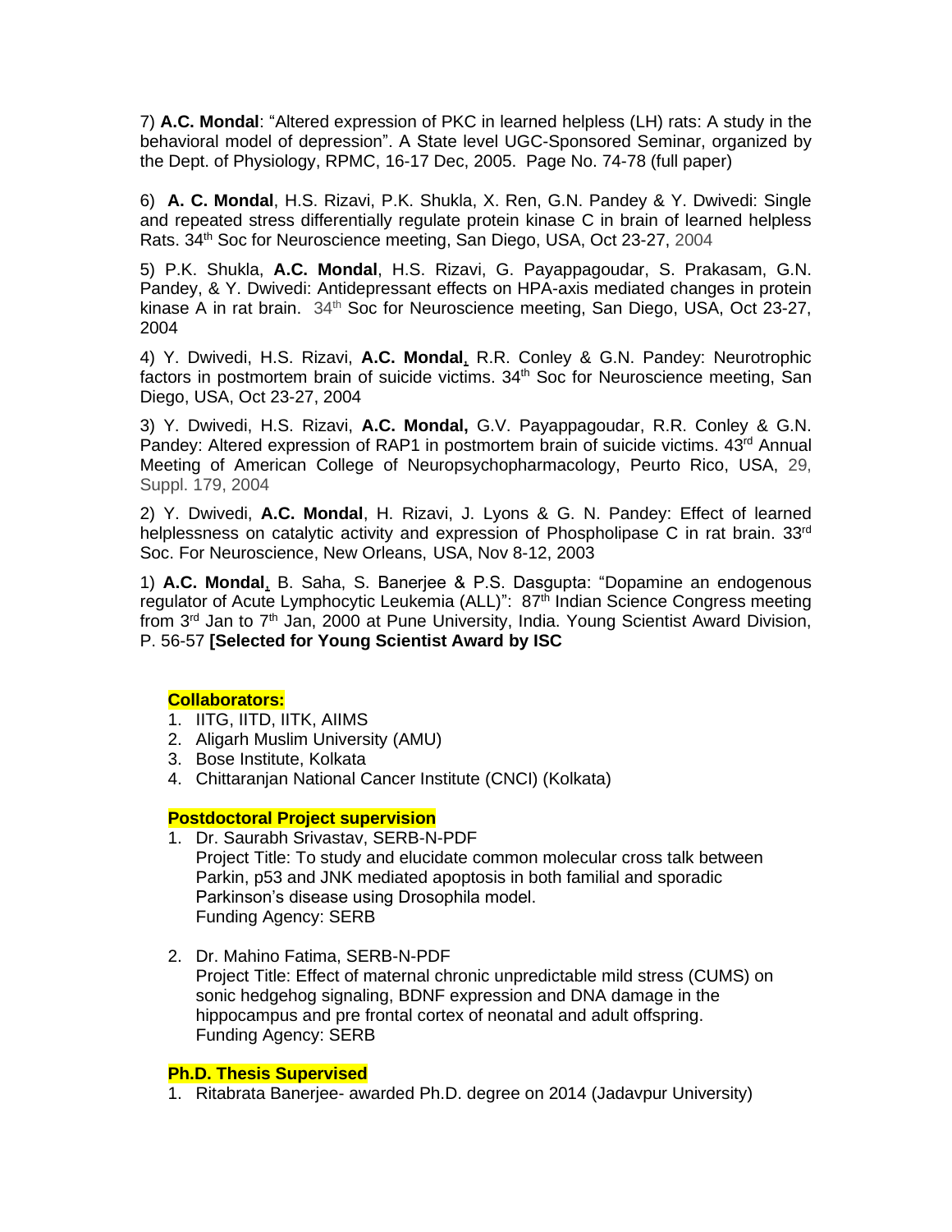7) **A.C. Mondal**: "Altered expression of PKC in learned helpless (LH) rats: A study in the behavioral model of depression". A State level UGC-Sponsored Seminar, organized by the Dept. of Physiology, RPMC, 16-17 Dec, 2005. Page No. 74-78 (full paper)

6) **A. C. Mondal**, H.S. Rizavi, P.K. Shukla, X. Ren, G.N. Pandey & Y. Dwivedi: Single and repeated stress differentially regulate protein kinase C in brain of learned helpless Rats. 34th Soc for Neuroscience meeting, San Diego, USA, Oct 23-27, 2004

5) P.K. Shukla, **A.C. Mondal**, H.S. Rizavi, G. Payappagoudar, S. Prakasam, G.N. Pandey, & Y. Dwivedi: Antidepressant effects on HPA-axis mediated changes in protein kinase A in rat brain. 34th Soc for Neuroscience meeting, San Diego, USA, Oct 23-27, 2004

4) Y. Dwivedi, H.S. Rizavi, **A.C. Mondal**, R.R. Conley & G.N. Pandey: Neurotrophic factors in postmortem brain of suicide victims. 34th Soc for Neuroscience meeting, San Diego, USA, Oct 23-27, 2004

3) Y. Dwivedi, H.S. Rizavi, **A.C. Mondal,** G.V. Payappagoudar, R.R. Conley & G.N. Pandey: Altered expression of RAP1 in postmortem brain of suicide victims. 43rd Annual Meeting of American College of Neuropsychopharmacology, Peurto Rico, USA, 29, Suppl. 179, 2004

2) Y. Dwivedi, **A.C. Mondal**, H. Rizavi, J. Lyons & G. N. Pandey: Effect of learned helplessness on catalytic activity and expression of Phospholipase C in rat brain. 33rd Soc. For Neuroscience, New Orleans, USA, Nov 8-12, 2003

1) **A.C. Mondal**, B. Saha, S. Banerjee & P.S. Dasgupta: "Dopamine an endogenous regulator of Acute Lymphocytic Leukemia (ALL)": 87th Indian Science Congress meeting from 3rd Jan to 7th Jan, 2000 at Pune University, India. Young Scientist Award Division, P. 56-57 **[Selected for Young Scientist Award by ISC**

**Collaborators:**

1. IITG, IITD, IITK, AIIMS
2. Aligarh Muslim University (AMU)
3. Bose Institute, Kolkata
4. Chittaranjan National Cancer Institute (CNCI) (Kolkata)

**Postdoctoral Project supervision**

1. Dr. Saurabh Srivastav, SERB-N-PDF
   Project Title: To study and elucidate common molecular cross talk between Parkin, p53 and JNK mediated apoptosis in both familial and sporadic Parkinson's disease using Drosophila model.
   Funding Agency: SERB

2. Dr. Mahino Fatima, SERB-N-PDF
   Project Title: Effect of maternal chronic unpredictable mild stress (CUMS) on sonic hedgehog signaling, BDNF expression and DNA damage in the hippocampus and pre frontal cortex of neonatal and adult offspring.
   Funding Agency: SERB

**Ph.D. Thesis Supervised**

1. Ritabrata Banerjee- awarded Ph.D. degree on 2014 (Jadavpur University)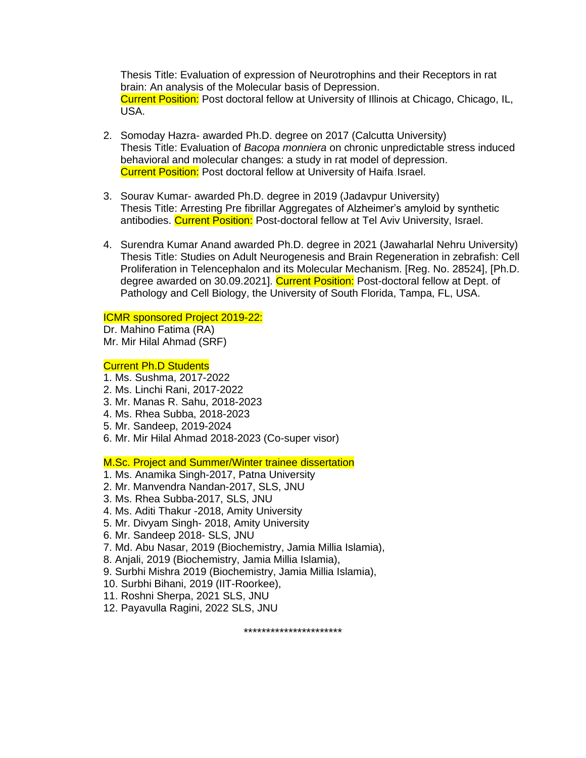Thesis Title: Evaluation of expression of Neurotrophins and their Receptors in rat brain: An analysis of the Molecular basis of Depression.
Current Position: Post doctoral fellow at University of Illinois at Chicago, Chicago, IL, USA.

2. Somoday Hazra- awarded Ph.D. degree on 2017 (Calcutta University)
   Thesis Title: Evaluation of *Bacopa monniera* on chronic unpredictable stress induced behavioral and molecular changes: a study in rat model of depression.
   Current Position: Post doctoral fellow at University of Haifa, Israel.

3. Sourav Kumar- awarded Ph.D. degree in 2019 (Jadavpur University)
   Thesis Title: Arresting Pre fibrillar Aggregates of Alzheimer's amyloid by synthetic antibodies. Current Position: Post-doctoral fellow at Tel Aviv University, Israel.

4. Surendra Kumar Anand awarded Ph.D. degree in 2021 (Jawaharlal Nehru University)
   Thesis Title: Studies on Adult Neurogenesis and Brain Regeneration in zebrafish: Cell Proliferation in Telencephalon and its Molecular Mechanism. [Reg. No. 28524], [Ph.D. degree awarded on 30.09.2021]. Current Position: Post-doctoral fellow at Dept. of Pathology and Cell Biology, the University of South Florida, Tampa, FL, USA.

ICMR sponsored Project 2019-22:
Dr. Mahino Fatima (RA)
Mr. Mir Hilal Ahmad (SRF)

Current Ph.D Students
1. Ms. Sushma, 2017-2022
2. Ms. Linchi Rani, 2017-2022
3. Mr. Manas R. Sahu, 2018-2023
4. Ms. Rhea Subba, 2018-2023
5. Mr. Sandeep, 2019-2024
6. Mr. Mir Hilal Ahmad 2018-2023 (Co-super visor)

M.Sc. Project and Summer/Winter trainee dissertation
1. Ms. Anamika Singh-2017, Patna University
2. Mr. Manvendra Nandan-2017, SLS, JNU
3. Ms. Rhea Subba-2017, SLS, JNU
4. Ms. Aditi Thakur -2018, Amity University
5. Mr. Divyam Singh- 2018, Amity University
6. Mr. Sandeep 2018- SLS, JNU
7. Md. Abu Nasar, 2019 (Biochemistry, Jamia Millia Islamia),
8. Anjali, 2019 (Biochemistry, Jamia Millia Islamia),
9. Surbhi Mishra 2019 (Biochemistry, Jamia Millia Islamia),
10. Surbhi Bihani, 2019 (IIT-Roorkee),
11. Roshni Sherpa, 2021 SLS, JNU
12. Payavulla Ragini, 2022 SLS, JNU

**********************